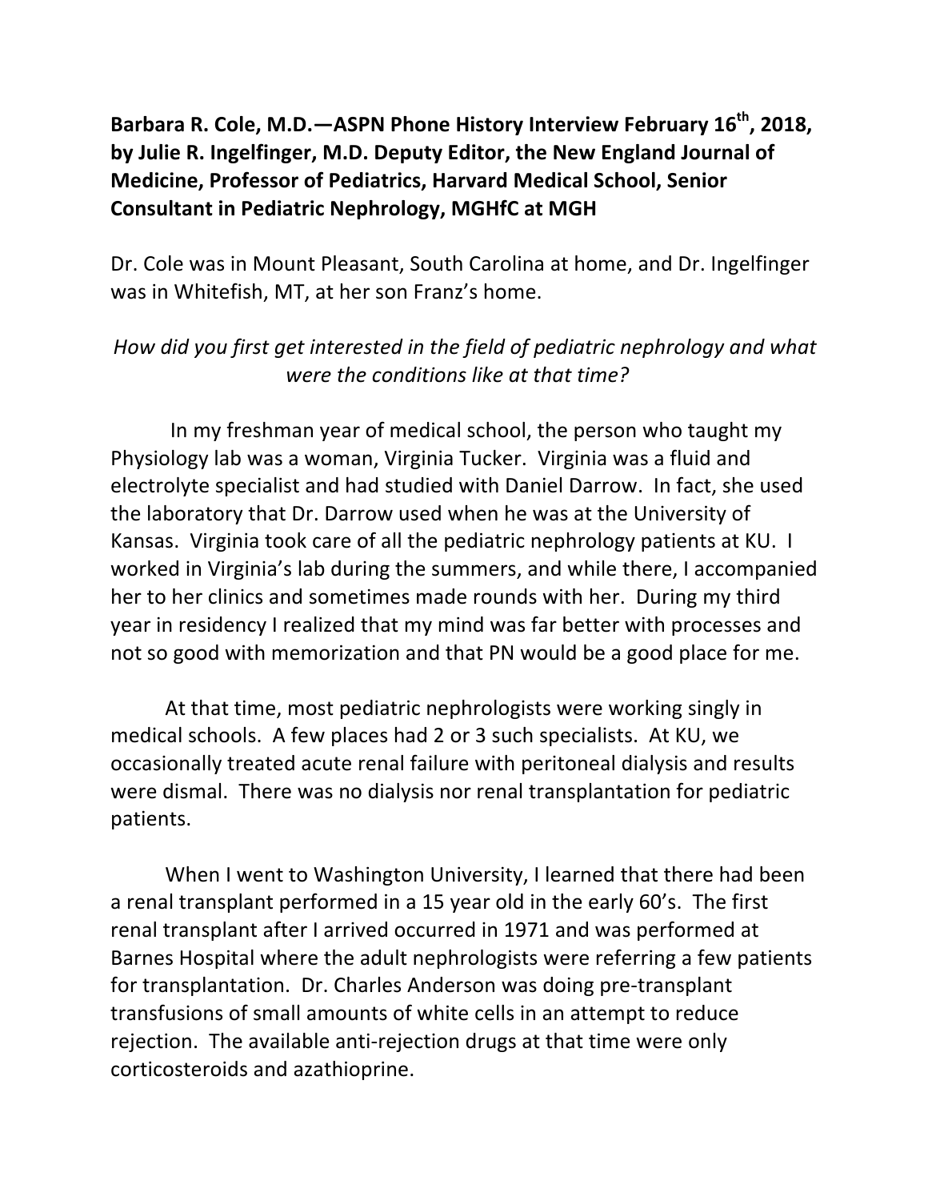**Barbara R. Cole, M.D.—ASPN Phone History Interview February 16th, 2018, by Julie R. Ingelfinger, M.D. Deputy Editor, the New England Journal of Medicine, Professor of Pediatrics, Harvard Medical School, Senior Consultant in Pediatric Nephrology, MGHfC at MGH**

Dr. Cole was in Mount Pleasant, South Carolina at home, and Dr. Ingelfinger was in Whitefish, MT, at her son Franz's home.

*How did you first get interested in the field of pediatric nephrology and what were the conditions like at that time?*

In my freshman year of medical school, the person who taught my Physiology lab was a woman, Virginia Tucker. Virginia was a fluid and electrolyte specialist and had studied with Daniel Darrow. In fact, she used the laboratory that Dr. Darrow used when he was at the University of Kansas. Virginia took care of all the pediatric nephrology patients at KU. I worked in Virginia's lab during the summers, and while there, I accompanied her to her clinics and sometimes made rounds with her. During my third year in residency I realized that my mind was far better with processes and not so good with memorization and that PN would be a good place for me.

At that time, most pediatric nephrologists were working singly in medical schools. A few places had 2 or 3 such specialists. At KU, we occasionally treated acute renal failure with peritoneal dialysis and results were dismal. There was no dialysis nor renal transplantation for pediatric patients.

When I went to Washington University, I learned that there had been a renal transplant performed in a 15 year old in the early 60's. The first renal transplant after I arrived occurred in 1971 and was performed at Barnes Hospital where the adult nephrologists were referring a few patients for transplantation. Dr. Charles Anderson was doing pre-transplant transfusions of small amounts of white cells in an attempt to reduce rejection. The available anti-rejection drugs at that time were only corticosteroids and azathioprine.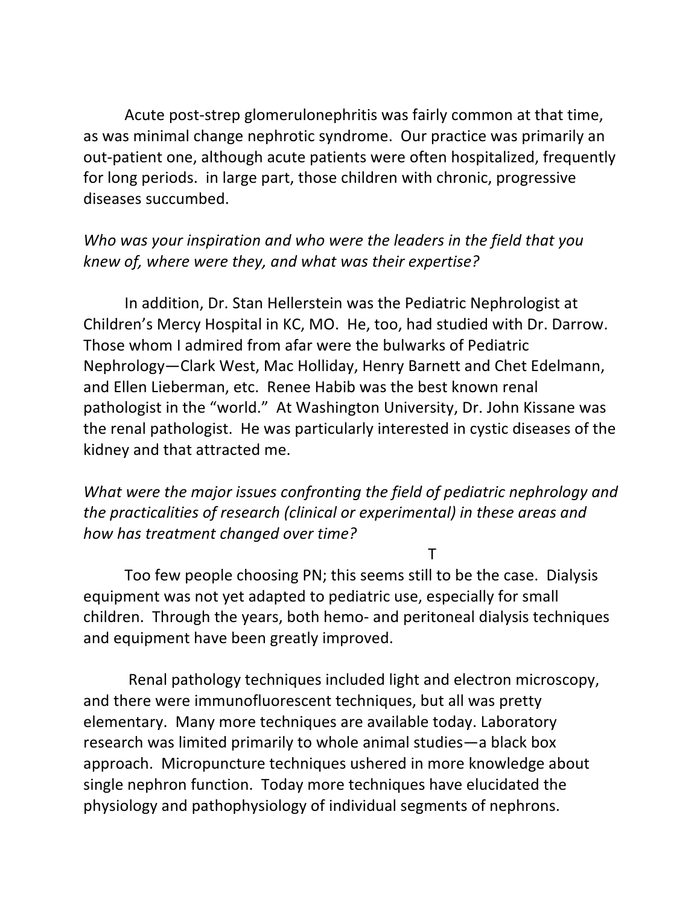Acute post-strep glomerulonephritis was fairly common at that time, as was minimal change nephrotic syndrome. Our practice was primarily an out-patient one, although acute patients were often hospitalized, frequently for long periods. in large part, those children with chronic, progressive diseases succumbed.

*Who was your inspiration and who were the leaders in the field that you knew of, where were they, and what was their expertise?*

In addition, Dr. Stan Hellerstein was the Pediatric Nephrologist at Children's Mercy Hospital in KC, MO. He, too, had studied with Dr. Darrow. Those whom I admired from afar were the bulwarks of Pediatric Nephrology—Clark West, Mac Holliday, Henry Barnett and Chet Edelmann, and Ellen Lieberman, etc. Renee Habib was the best known renal pathologist in the "world." At Washington University, Dr. John Kissane was the renal pathologist. He was particularly interested in cystic diseases of the kidney and that attracted me.

*What were the major issues confronting the field of pediatric nephrology and the practicalities of research (clinical or experimental) in these areas and how has treatment changed over time?*

T

Too few people choosing PN; this seems still to be the case. Dialysis equipment was not yet adapted to pediatric use, especially for small children. Through the years, both hemo- and peritoneal dialysis techniques and equipment have been greatly improved.

Renal pathology techniques included light and electron microscopy, and there were immunofluorescent techniques, but all was pretty elementary. Many more techniques are available today. Laboratory research was limited primarily to whole animal studies—a black box approach. Micropuncture techniques ushered in more knowledge about single nephron function. Today more techniques have elucidated the physiology and pathophysiology of individual segments of nephrons.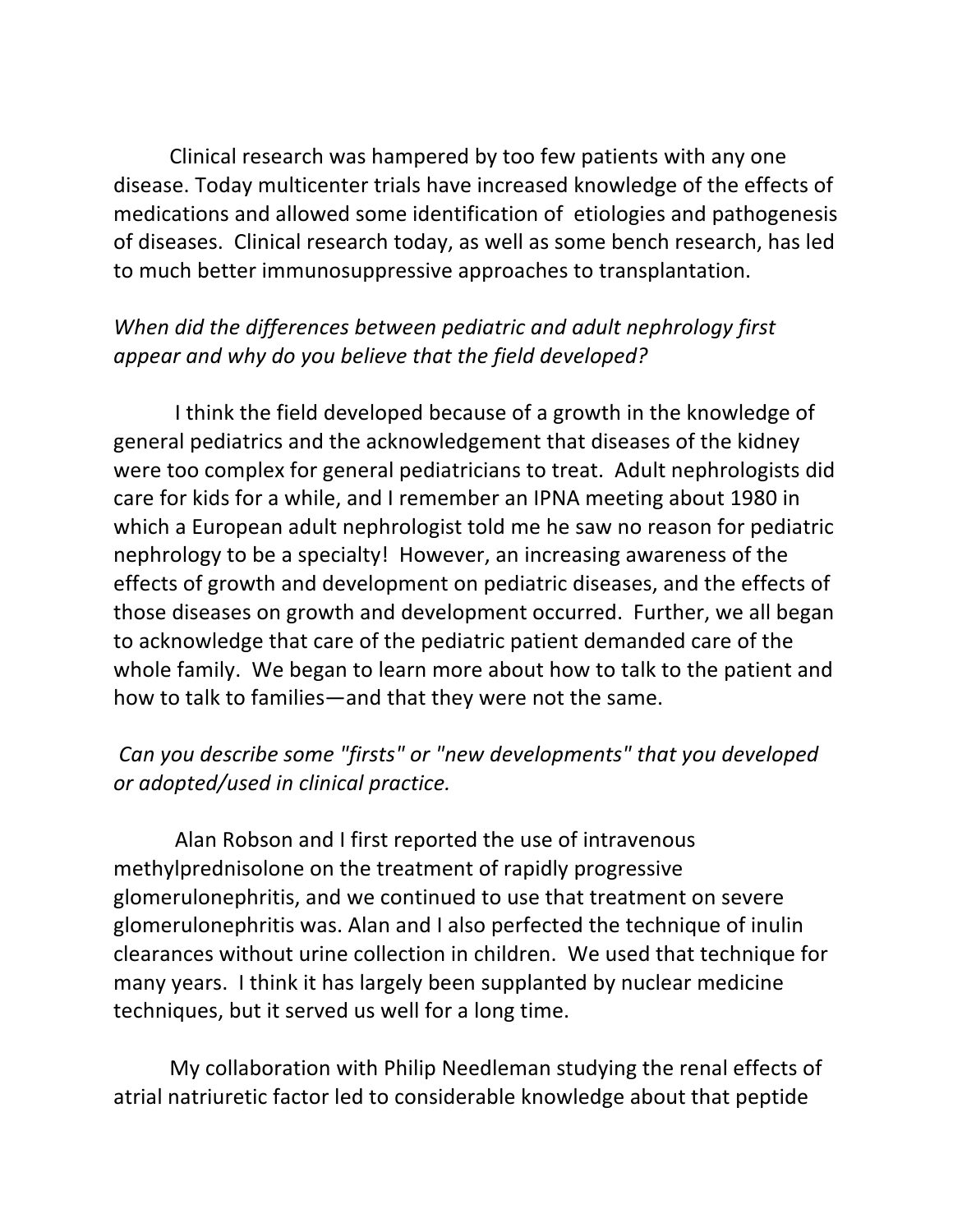Clinical research was hampered by too few patients with any one disease. Today multicenter trials have increased knowledge of the effects of medications and allowed some identification of etiologies and pathogenesis of diseases. Clinical research today, as well as some bench research, has led to much better immunosuppressive approaches to transplantation.

*When did the differences between pediatric and adult nephrology first appear and why do you believe that the field developed?*

I think the field developed because of a growth in the knowledge of general pediatrics and the acknowledgement that diseases of the kidney were too complex for general pediatricians to treat. Adult nephrologists did care for kids for a while, and I remember an IPNA meeting about 1980 in which a European adult nephrologist told me he saw no reason for pediatric nephrology to be a specialty! However, an increasing awareness of the effects of growth and development on pediatric diseases, and the effects of those diseases on growth and development occurred. Further, we all began to acknowledge that care of the pediatric patient demanded care of the whole family. We began to learn more about how to talk to the patient and how to talk to families—and that they were not the same.

*Can you describe some "firsts" or "new developments" that you developed or adopted/used in clinical practice.*

Alan Robson and I first reported the use of intravenous methylprednisolone on the treatment of rapidly progressive glomerulonephritis, and we continued to use that treatment on severe glomerulonephritis was. Alan and I also perfected the technique of inulin clearances without urine collection in children. We used that technique for many years. I think it has largely been supplanted by nuclear medicine techniques, but it served us well for a long time.

My collaboration with Philip Needleman studying the renal effects of atrial natriuretic factor led to considerable knowledge about that peptide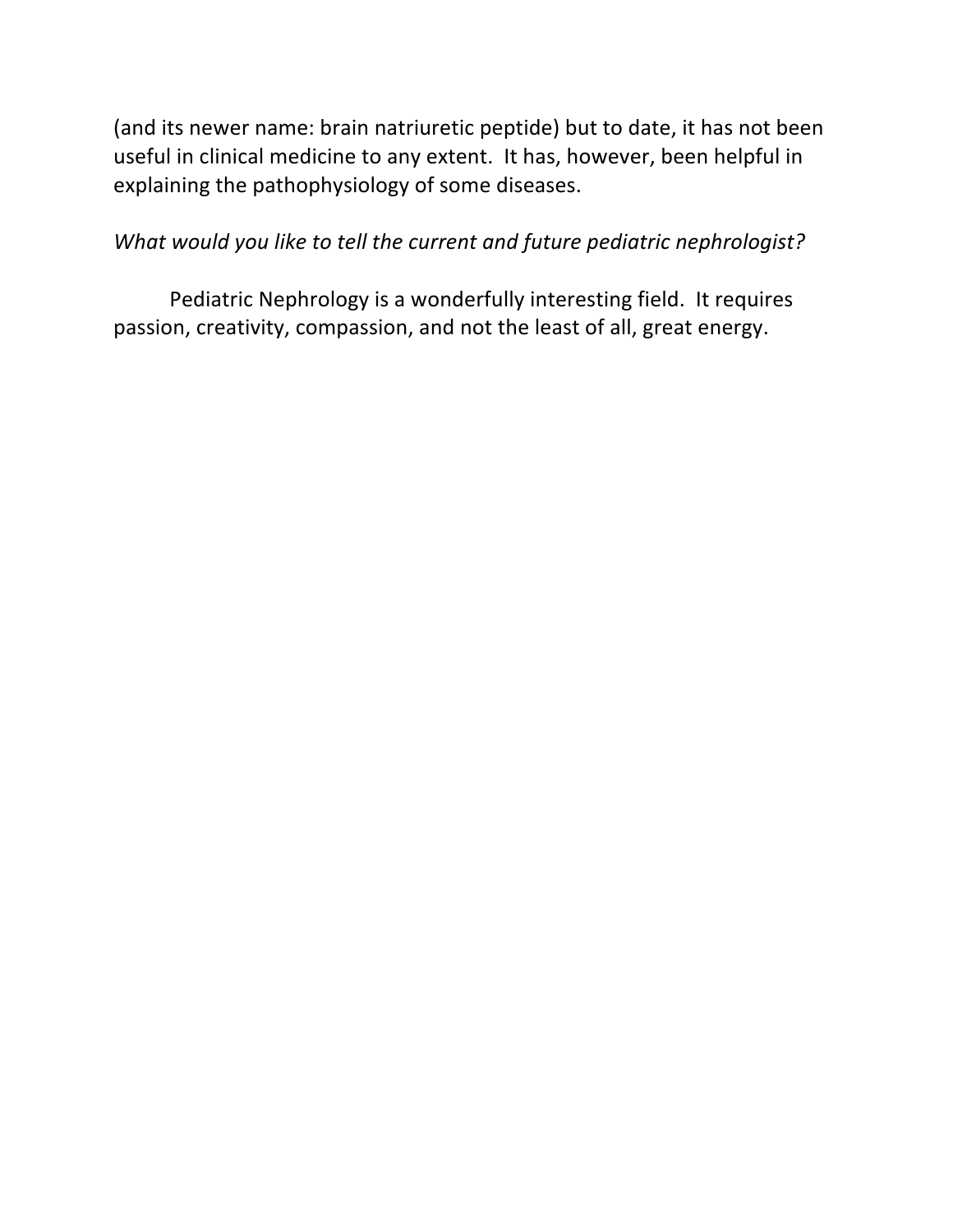(and its newer name: brain natriuretic peptide) but to date, it has not been useful in clinical medicine to any extent. It has, however, been helpful in explaining the pathophysiology of some diseases.

*What would you like to tell the current and future pediatric nephrologist?*

Pediatric Nephrology is a wonderfully interesting field. It requires passion, creativity, compassion, and not the least of all, great energy.